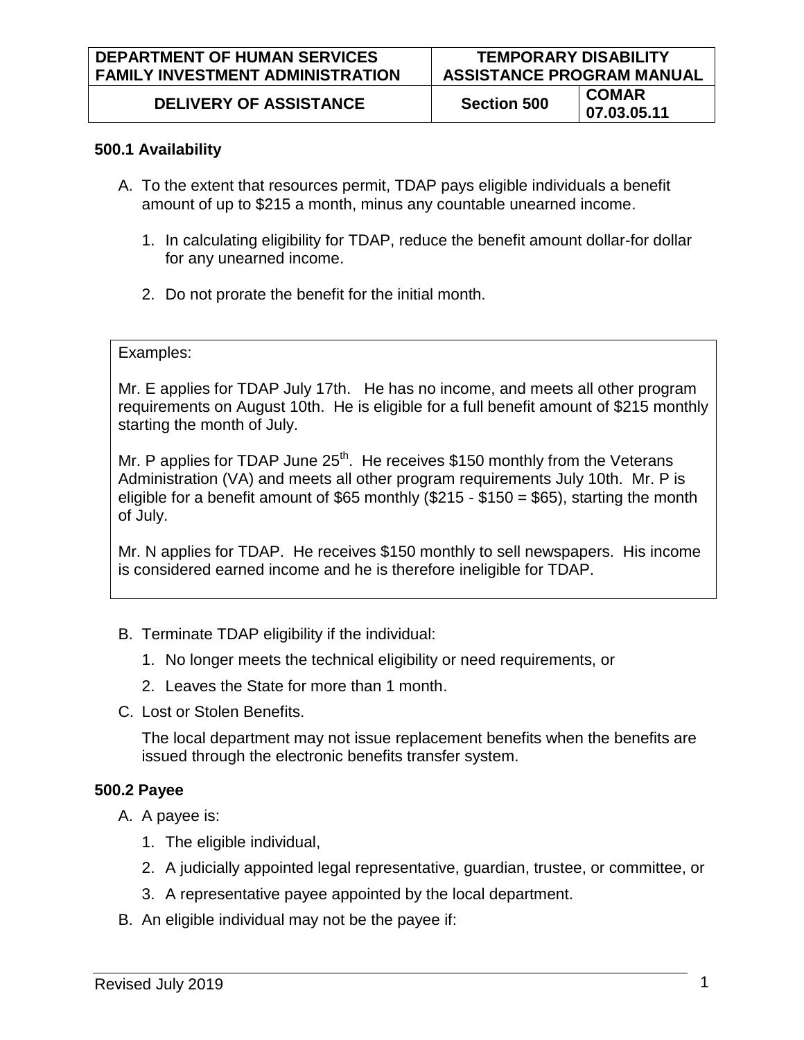| DEPARTMENT OF HUMAN SERVICES FAMILY INVESTMENT ADMINISTRATION | TEMPORARY DISABILITY ASSISTANCE PROGRAM MANUAL | |
|---|---|---|
| DELIVERY OF ASSISTANCE | Section 500 | COMAR 07.03.05.11 |

### 500.1 Availability

A. To the extent that resources permit, TDAP pays eligible individuals a benefit amount of up to $215 a month, minus any countable unearned income.

1. In calculating eligibility for TDAP, reduce the benefit amount dollar-for dollar for any unearned income.
2. Do not prorate the benefit for the initial month.

> Examples:
>
> Mr. E applies for TDAP July 17th. He has no income, and meets all other program requirements on August 10th. He is eligible for a full benefit amount of $215 monthly starting the month of July.
>
> Mr. P applies for TDAP June 25th. He receives $150 monthly from the Veterans Administration (VA) and meets all other program requirements July 10th. Mr. P is eligible for a benefit amount of $65 monthly ($215 - $150 = $65), starting the month of July.
>
> Mr. N applies for TDAP. He receives $150 monthly to sell newspapers. His income is considered earned income and he is therefore ineligible for TDAP.

B. Terminate TDAP eligibility if the individual:

1. No longer meets the technical eligibility or need requirements, or
2. Leaves the State for more than 1 month.

C. Lost or Stolen Benefits.

The local department may not issue replacement benefits when the benefits are issued through the electronic benefits transfer system.

### 500.2 Payee

A. A payee is:

1. The eligible individual,
2. A judicially appointed legal representative, guardian, trustee, or committee, or
3. A representative payee appointed by the local department.

B. An eligible individual may not be the payee if: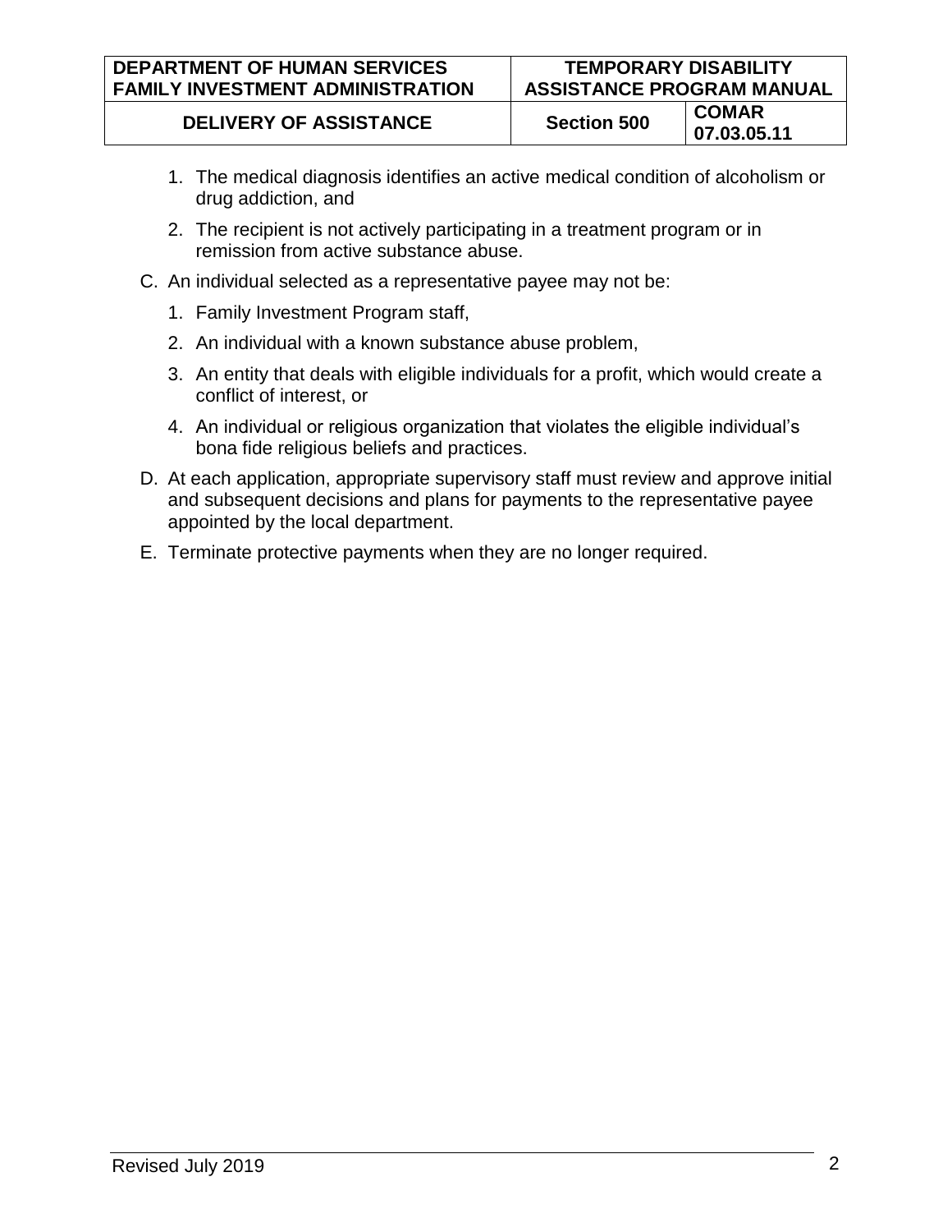1. The medical diagnosis identifies an active medical condition of alcoholism or drug addiction, and
2. The recipient is not actively participating in a treatment program or in remission from active substance abuse.

C. An individual selected as a representative payee may not be:

1. Family Investment Program staff,
2. An individual with a known substance abuse problem,
3. An entity that deals with eligible individuals for a profit, which would create a conflict of interest, or
4. An individual or religious organization that violates the eligible individual's bona fide religious beliefs and practices.

D. At each application, appropriate supervisory staff must review and approve initial and subsequent decisions and plans for payments to the representative payee appointed by the local department.

E. Terminate protective payments when they are no longer required.